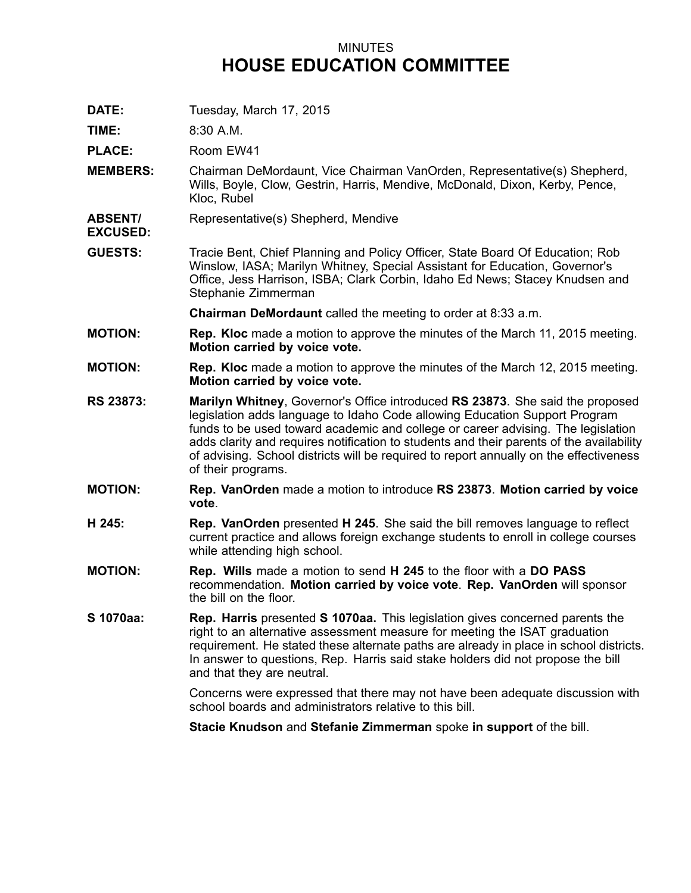# MINUTES
# HOUSE EDUCATION COMMITTEE

**DATE:** Tuesday, March 17, 2015

**TIME:** 8:30 A.M.

**PLACE:** Room EW41

**MEMBERS:** Chairman DeMordaunt, Vice Chairman VanOrden, Representative(s) Shepherd, Wills, Boyle, Clow, Gestrin, Harris, Mendive, McDonald, Dixon, Kerby, Pence, Kloc, Rubel

**ABSENT/ EXCUSED:** Representative(s) Shepherd, Mendive

**GUESTS:** Tracie Bent, Chief Planning and Policy Officer, State Board Of Education; Rob Winslow, IASA; Marilyn Whitney, Special Assistant for Education, Governor's Office, Jess Harrison, ISBA; Clark Corbin, Idaho Ed News; Stacey Knudsen and Stephanie Zimmerman

**Chairman DeMordaunt** called the meeting to order at 8:33 a.m.

**MOTION:** **Rep. Kloc** made a motion to approve the minutes of the March 11, 2015 meeting. **Motion carried by voice vote.**

**MOTION:** **Rep. Kloc** made a motion to approve the minutes of the March 12, 2015 meeting. **Motion carried by voice vote.**

**RS 23873:** **Marilyn Whitney**, Governor's Office introduced **RS 23873**. She said the proposed legislation adds language to Idaho Code allowing Education Support Program funds to be used toward academic and college or career advising. The legislation adds clarity and requires notification to students and their parents of the availability of advising. School districts will be required to report annually on the effectiveness of their programs.

**MOTION:** **Rep. VanOrden** made a motion to introduce **RS 23873**. **Motion carried by voice vote**.

**H 245:** **Rep. VanOrden** presented **H 245**. She said the bill removes language to reflect current practice and allows foreign exchange students to enroll in college courses while attending high school.

**MOTION:** **Rep. Wills** made a motion to send **H 245** to the floor with a **DO PASS** recommendation. **Motion carried by voice vote**. **Rep. VanOrden** will sponsor the bill on the floor.

**S 1070aa:** **Rep. Harris** presented **S 1070aa.** This legislation gives concerned parents the right to an alternative assessment measure for meeting the ISAT graduation requirement. He stated these alternate paths are already in place in school districts. In answer to questions, Rep. Harris said stake holders did not propose the bill and that they are neutral.

Concerns were expressed that there may not have been adequate discussion with school boards and administrators relative to this bill.

**Stacie Knudson** and **Stefanie Zimmerman** spoke **in support** of the bill.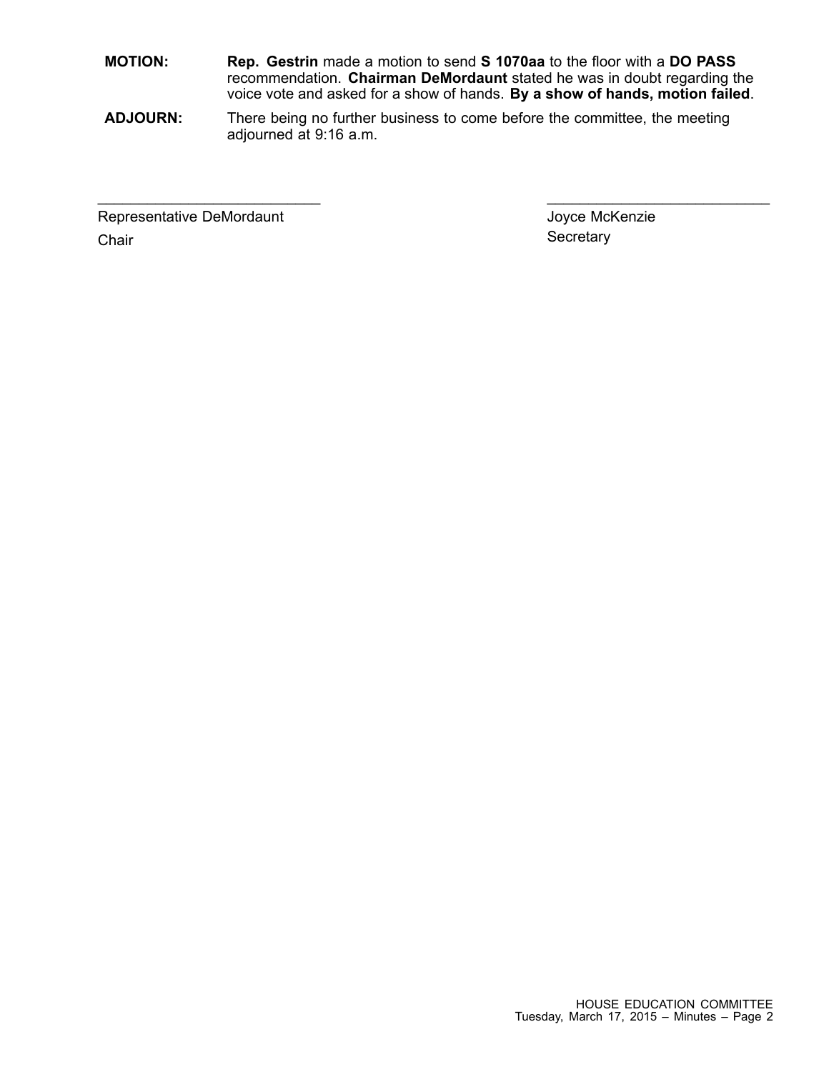**MOTION:** **Rep. Gestrin** made a motion to send **S 1070aa** to the floor with a **DO PASS** recommendation. **Chairman DeMordaunt** stated he was in doubt regarding the voice vote and asked for a show of hands. **By a show of hands, motion failed**.

**ADJOURN:** There being no further business to come before the committee, the meeting adjourned at 9:16 a.m.

| | |
|---|---|
| ___________________________ | ___________________________ |
| Representative DeMordaunt | Joyce McKenzie |
| Chair | Secretary |